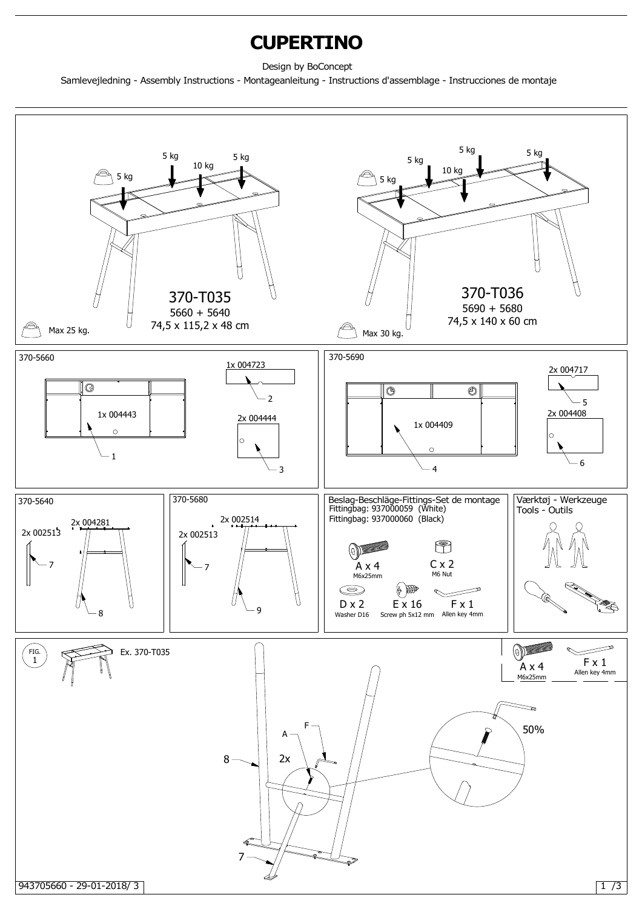# CUPERTINO

Design by BoConcept

Samlevejledning - Assembly Instructions - Montageanleitung - Instructions d'assemblage - Instrucciones de montaje

5 kg 10 kg 5 kg 5 kg

370-T035

5660 + 5640

74,5 x 115,2 x 48 cm

Max 25 kg.

5 kg 5 kg 10 kg 5 kg 5 kg

370-T036

5690 + 5680

74,5 x 140 x 60 cm

Max 30 kg.

## 370-5660

- 1x 004443 — 1
- 1x 004723 — 2
- 2x 004444 — 3

## 370-5690

- 1x 004409 — 4
- 2x 004717 — 5
- 2x 004408 — 6

## 370-5640

- 2x 002513 — 7
- 2x 004281 — 8

## 370-5680

- 2x 002513 — 7
- 2x 002514 — 9

## Beslag-Beschläge-Fittings-Set de montage

Fittingbag: 937000059 (White)

Fittingbag: 937000060 (Black)

- A x 4 — M6x25mm
- C x 2 — M6 Nut
- D x 2 — Washer D16
- E x 16 — Screw ph 5x12 mm
- F x 1 — Allen key 4mm

## Værktøj - Werkzeuge Tools - Outils

## FIG. 1

Ex. 370-T035

A x 4 — M6x25mm

F x 1 — Allen key 4mm

8, 7, A, F, 2x, 50%

943705660 - 29-01-2018/ 3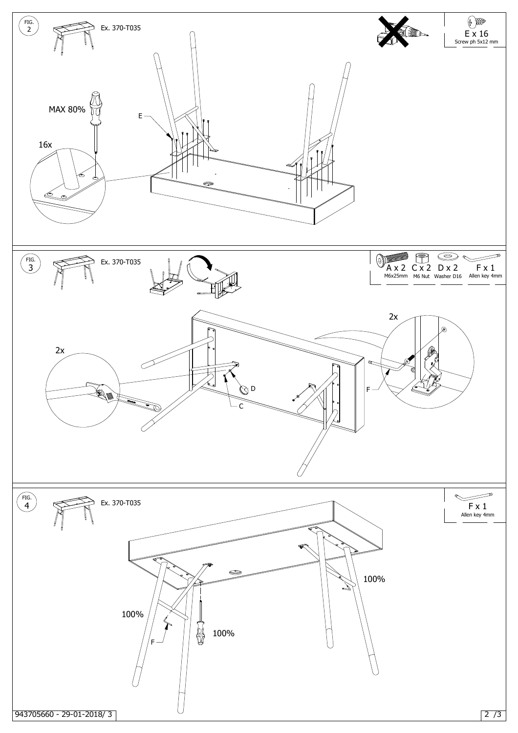FIG. 2

Ex. 370-T035

E x 16
Screw ph 5x12 mm

MAX 80%

16x

E

FIG. 3

Ex. 370-T035

A x 2 M6x25mm

C x 2 M6 Nut

D x 2 Washer D16

F x 1 Allen key 4mm

2x

2x

D

C

F

FIG. 4

Ex. 370-T035

F x 1
Allen key 4mm

100%

100%

100%

F

943705660 - 29-01-2018/ 3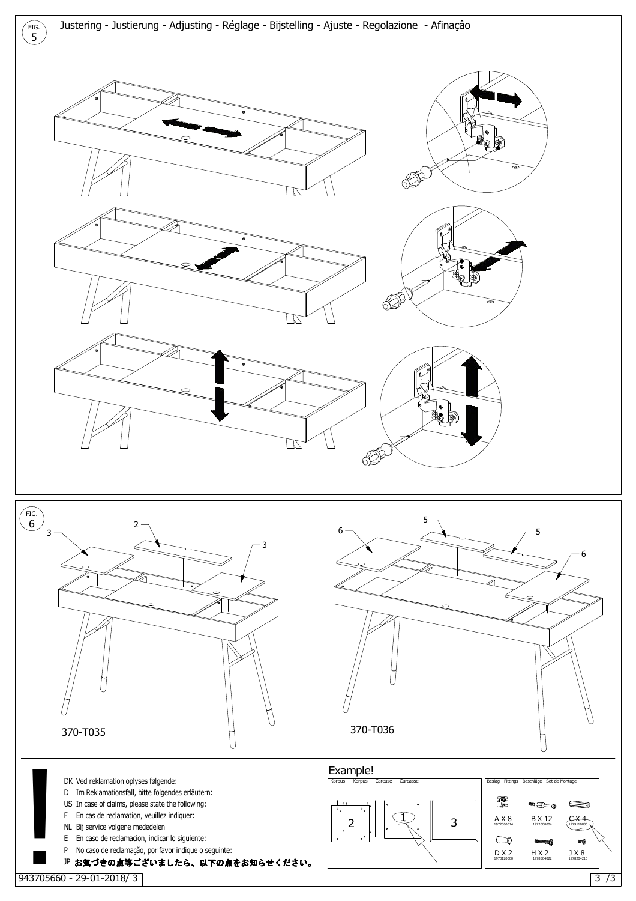FIG. 5

Justering - Justierung - Adjusting - Réglage - Bijstelling - Ajuste - Regolazione - Afinaçâo

FIG. 6

3
2
3
370-T035

5
5
6
6
370-T036

!

DK Ved reklamation oplyses følgende:
D Im Reklamationsfall, bitte folgendes erläutern:
US In case of claims, please state the following:
F En cas de reclamation, veuillez indiquer:
NL Bij service volgene mededelen
E En caso de reclamacion, indicar lo siguiente:
P No caso de reclamação, por favor indique o seguinte:
JP お気づきの点等ございましたら、以下の点をお知らせください。

Example!

Korpus - Korpus - Carcase - Carcasse

2
1
3

Beslag - Fittings - Beschläge - Set de Montage

A X 8
1972000014

B X 12
1972000004

C X 4
1979110830

D X 2
1970120000

H X 2
1978504022

J X 8
1978204210

943705660 - 29-01-2018/ 3